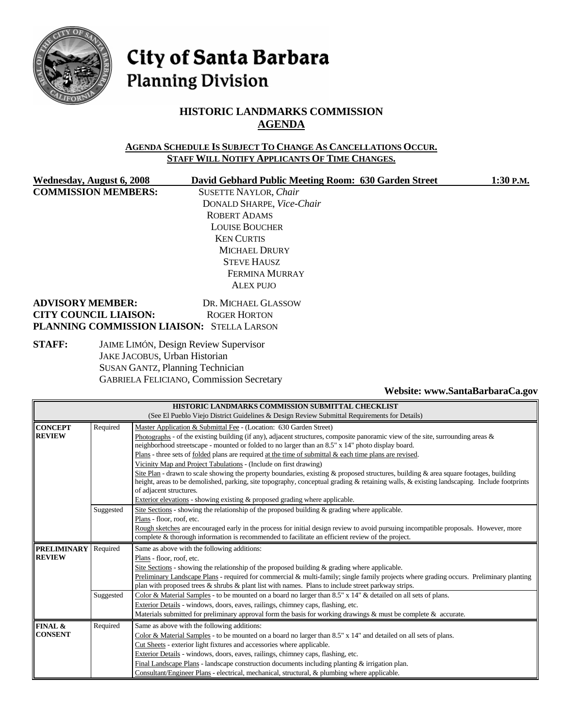# City of Santa Barbara
## Planning Division

## HISTORIC LANDMARKS COMMISSION
## AGENDA

**AGENDA SCHEDULE IS SUBJECT TO CHANGE AS CANCELLATIONS OCCUR.**
**STAFF WILL NOTIFY APPLICANTS OF TIME CHANGES.**

**Wednesday, August 6, 2008** **David Gebhard Public Meeting Room: 630 Garden Street** **1:30 P.M.**

**COMMISSION MEMBERS:**
SUSETTE NAYLOR, *Chair*
DONALD SHARPE, *Vice-Chair*
ROBERT ADAMS
LOUISE BOUCHER
KEN CURTIS
MICHAEL DRURY
STEVE HAUSZ
FERMINA MURRAY
ALEX PUJO

**ADVISORY MEMBER:** DR. MICHAEL GLASSOW
**CITY COUNCIL LIAISON:** ROGER HORTON
**PLANNING COMMISSION LIAISON:** STELLA LARSON

**STAFF:**
JAIME LIMÓN, Design Review Supervisor
JAKE JACOBUS, Urban Historian
SUSAN GANTZ, Planning Technician
GABRIELA FELICIANO, Commission Secretary

**Website: www.SantaBarbaraCa.gov**

| HISTORIC LANDMARKS COMMISSION SUBMITTAL CHECKLIST (See El Pueblo Viejo District Guidelines & Design Review Submittal Requirements for Details) | | |
|---|---|---|
| **CONCEPT REVIEW** | Required | Master Application & Submittal Fee - (Location: 630 Garden Street)<br>Photographs - of the existing building (if any), adjacent structures, composite panoramic view of the site, surrounding areas & neighborhood streetscape - mounted or folded to no larger than an 8.5" x 14" photo display board.<br>Plans - three sets of folded plans are required at the time of submittal & each time plans are revised.<br>Vicinity Map and Project Tabulations - (Include on first drawing)<br>Site Plan - drawn to scale showing the property boundaries, existing & proposed structures, building & area square footages, building height, areas to be demolished, parking, site topography, conceptual grading & retaining walls, & existing landscaping. Include footprints of adjacent structures.<br>Exterior elevations - showing existing & proposed grading where applicable. |
| | Suggested | Site Sections - showing the relationship of the proposed building & grading where applicable.<br>Plans - floor, roof, etc.<br>Rough sketches are encouraged early in the process for initial design review to avoid pursuing incompatible proposals. However, more complete & thorough information is recommended to facilitate an efficient review of the project. |
| **PRELIMINARY REVIEW** | Required | Same as above with the following additions:<br>Plans - floor, roof, etc.<br>Site Sections - showing the relationship of the proposed building & grading where applicable.<br>Preliminary Landscape Plans - required for commercial & multi-family; single family projects where grading occurs. Preliminary planting plan with proposed trees & shrubs & plant list with names. Plans to include street parkway strips. |
| | Suggested | Color & Material Samples - to be mounted on a board no larger than 8.5" x 14" & detailed on all sets of plans.<br>Exterior Details - windows, doors, eaves, railings, chimney caps, flashing, etc.<br>Materials submitted for preliminary approval form the basis for working drawings & must be complete & accurate. |
| **FINAL & CONSENT** | Required | Same as above with the following additions:<br>Color & Material Samples - to be mounted on a board no larger than 8.5" x 14" and detailed on all sets of plans.<br>Cut Sheets - exterior light fixtures and accessories where applicable.<br>Exterior Details - windows, doors, eaves, railings, chimney caps, flashing, etc.<br>Final Landscape Plans - landscape construction documents including planting & irrigation plan.<br>Consultant/Engineer Plans - electrical, mechanical, structural, & plumbing where applicable. |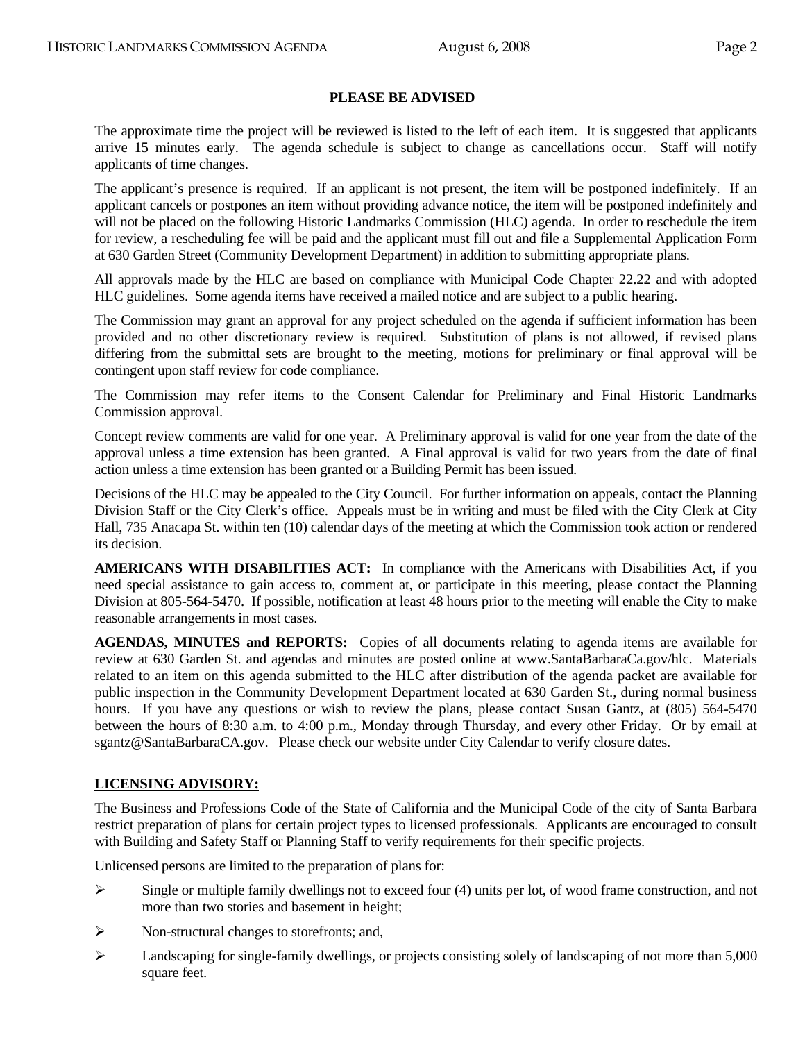## PLEASE BE ADVISED

The approximate time the project will be reviewed is listed to the left of each item. It is suggested that applicants arrive 15 minutes early. The agenda schedule is subject to change as cancellations occur. Staff will notify applicants of time changes.

The applicant's presence is required. If an applicant is not present, the item will be postponed indefinitely. If an applicant cancels or postpones an item without providing advance notice, the item will be postponed indefinitely and will not be placed on the following Historic Landmarks Commission (HLC) agenda. In order to reschedule the item for review, a rescheduling fee will be paid and the applicant must fill out and file a Supplemental Application Form at 630 Garden Street (Community Development Department) in addition to submitting appropriate plans.

All approvals made by the HLC are based on compliance with Municipal Code Chapter 22.22 and with adopted HLC guidelines. Some agenda items have received a mailed notice and are subject to a public hearing.

The Commission may grant an approval for any project scheduled on the agenda if sufficient information has been provided and no other discretionary review is required. Substitution of plans is not allowed, if revised plans differing from the submittal sets are brought to the meeting, motions for preliminary or final approval will be contingent upon staff review for code compliance.

The Commission may refer items to the Consent Calendar for Preliminary and Final Historic Landmarks Commission approval.

Concept review comments are valid for one year. A Preliminary approval is valid for one year from the date of the approval unless a time extension has been granted. A Final approval is valid for two years from the date of final action unless a time extension has been granted or a Building Permit has been issued.

Decisions of the HLC may be appealed to the City Council. For further information on appeals, contact the Planning Division Staff or the City Clerk's office. Appeals must be in writing and must be filed with the City Clerk at City Hall, 735 Anacapa St. within ten (10) calendar days of the meeting at which the Commission took action or rendered its decision.

**AMERICANS WITH DISABILITIES ACT:** In compliance with the Americans with Disabilities Act, if you need special assistance to gain access to, comment at, or participate in this meeting, please contact the Planning Division at 805-564-5470. If possible, notification at least 48 hours prior to the meeting will enable the City to make reasonable arrangements in most cases.

**AGENDAS, MINUTES and REPORTS:** Copies of all documents relating to agenda items are available for review at 630 Garden St. and agendas and minutes are posted online at www.SantaBarbaraCa.gov/hlc. Materials related to an item on this agenda submitted to the HLC after distribution of the agenda packet are available for public inspection in the Community Development Department located at 630 Garden St., during normal business hours. If you have any questions or wish to review the plans, please contact Susan Gantz, at (805) 564-5470 between the hours of 8:30 a.m. to 4:00 p.m., Monday through Thursday, and every other Friday. Or by email at sgantz@SantaBarbaraCA.gov. Please check our website under City Calendar to verify closure dates.

### LICENSING ADVISORY:

The Business and Professions Code of the State of California and the Municipal Code of the city of Santa Barbara restrict preparation of plans for certain project types to licensed professionals. Applicants are encouraged to consult with Building and Safety Staff or Planning Staff to verify requirements for their specific projects.

Unlicensed persons are limited to the preparation of plans for:

- Single or multiple family dwellings not to exceed four (4) units per lot, of wood frame construction, and not more than two stories and basement in height;
- Non-structural changes to storefronts; and,
- Landscaping for single-family dwellings, or projects consisting solely of landscaping of not more than 5,000 square feet.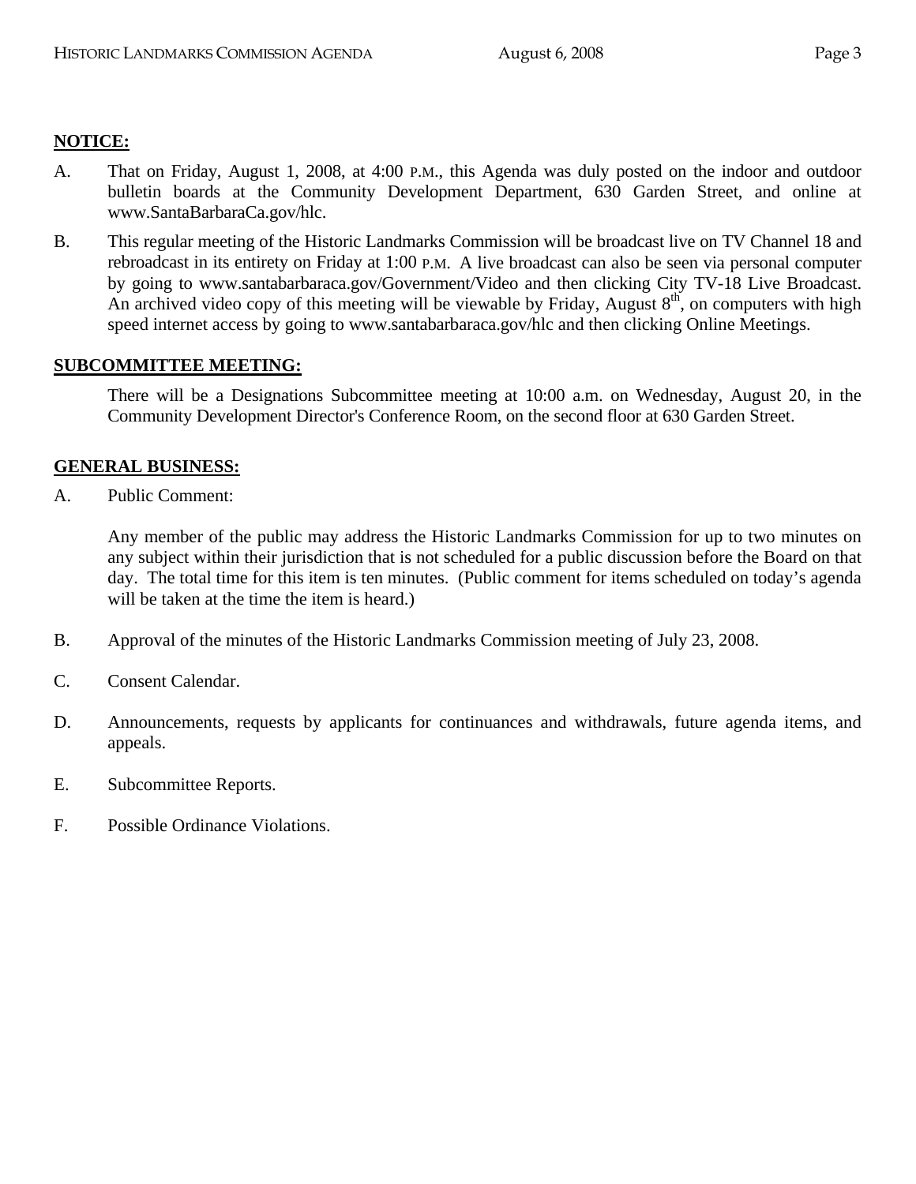**NOTICE:**

A. That on Friday, August 1, 2008, at 4:00 P.M., this Agenda was duly posted on the indoor and outdoor bulletin boards at the Community Development Department, 630 Garden Street, and online at www.SantaBarbaraCa.gov/hlc.

B. This regular meeting of the Historic Landmarks Commission will be broadcast live on TV Channel 18 and rebroadcast in its entirety on Friday at 1:00 P.M. A live broadcast can also be seen via personal computer by going to www.santabarbaraca.gov/Government/Video and then clicking City TV-18 Live Broadcast. An archived video copy of this meeting will be viewable by Friday, August 8th, on computers with high speed internet access by going to www.santabarbaraca.gov/hlc and then clicking Online Meetings.

**SUBCOMMITTEE MEETING:**

There will be a Designations Subcommittee meeting at 10:00 a.m. on Wednesday, August 20, in the Community Development Director's Conference Room, on the second floor at 630 Garden Street.

**GENERAL BUSINESS:**

A. Public Comment:

Any member of the public may address the Historic Landmarks Commission for up to two minutes on any subject within their jurisdiction that is not scheduled for a public discussion before the Board on that day. The total time for this item is ten minutes. (Public comment for items scheduled on today's agenda will be taken at the time the item is heard.)

B. Approval of the minutes of the Historic Landmarks Commission meeting of July 23, 2008.

C. Consent Calendar.

D. Announcements, requests by applicants for continuances and withdrawals, future agenda items, and appeals.

E. Subcommittee Reports.

F. Possible Ordinance Violations.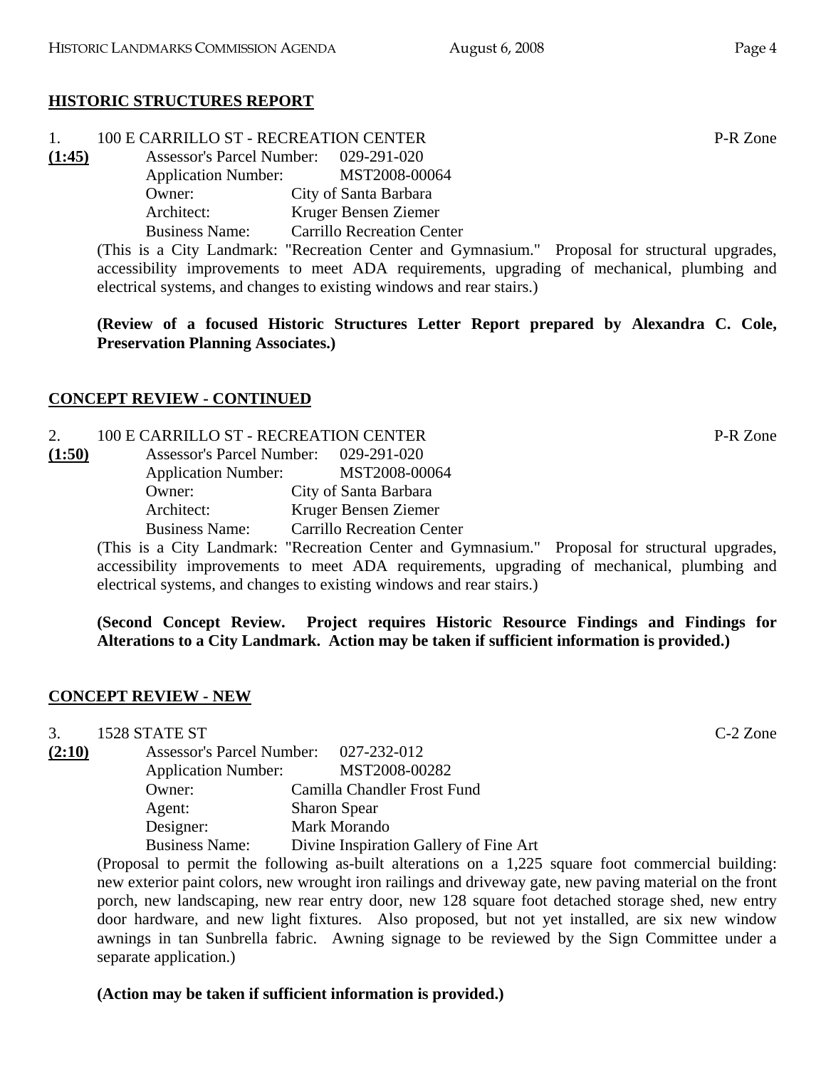## HISTORIC STRUCTURES REPORT

1. 100 E CARRILLO ST - RECREATION CENTER — P-R Zone

**(1:45)**

Assessor's Parcel Number: 029-291-020
Application Number: MST2008-00064
Owner: City of Santa Barbara
Architect: Kruger Bensen Ziemer
Business Name: Carrillo Recreation Center

(This is a City Landmark: "Recreation Center and Gymnasium." Proposal for structural upgrades, accessibility improvements to meet ADA requirements, upgrading of mechanical, plumbing and electrical systems, and changes to existing windows and rear stairs.)

**(Review of a focused Historic Structures Letter Report prepared by Alexandra C. Cole, Preservation Planning Associates.)**

## CONCEPT REVIEW - CONTINUED

2. 100 E CARRILLO ST - RECREATION CENTER — P-R Zone

**(1:50)**

Assessor's Parcel Number: 029-291-020
Application Number: MST2008-00064
Owner: City of Santa Barbara
Architect: Kruger Bensen Ziemer
Business Name: Carrillo Recreation Center

(This is a City Landmark: "Recreation Center and Gymnasium." Proposal for structural upgrades, accessibility improvements to meet ADA requirements, upgrading of mechanical, plumbing and electrical systems, and changes to existing windows and rear stairs.)

**(Second Concept Review. Project requires Historic Resource Findings and Findings for Alterations to a City Landmark. Action may be taken if sufficient information is provided.)**

## CONCEPT REVIEW - NEW

3. 1528 STATE ST — C-2 Zone

**(2:10)**

Assessor's Parcel Number: 027-232-012
Application Number: MST2008-00282
Owner: Camilla Chandler Frost Fund
Agent: Sharon Spear
Designer: Mark Morando
Business Name: Divine Inspiration Gallery of Fine Art

(Proposal to permit the following as-built alterations on a 1,225 square foot commercial building: new exterior paint colors, new wrought iron railings and driveway gate, new paving material on the front porch, new landscaping, new rear entry door, new 128 square foot detached storage shed, new entry door hardware, and new light fixtures. Also proposed, but not yet installed, are six new window awnings in tan Sunbrella fabric. Awning signage to be reviewed by the Sign Committee under a separate application.)

**(Action may be taken if sufficient information is provided.)**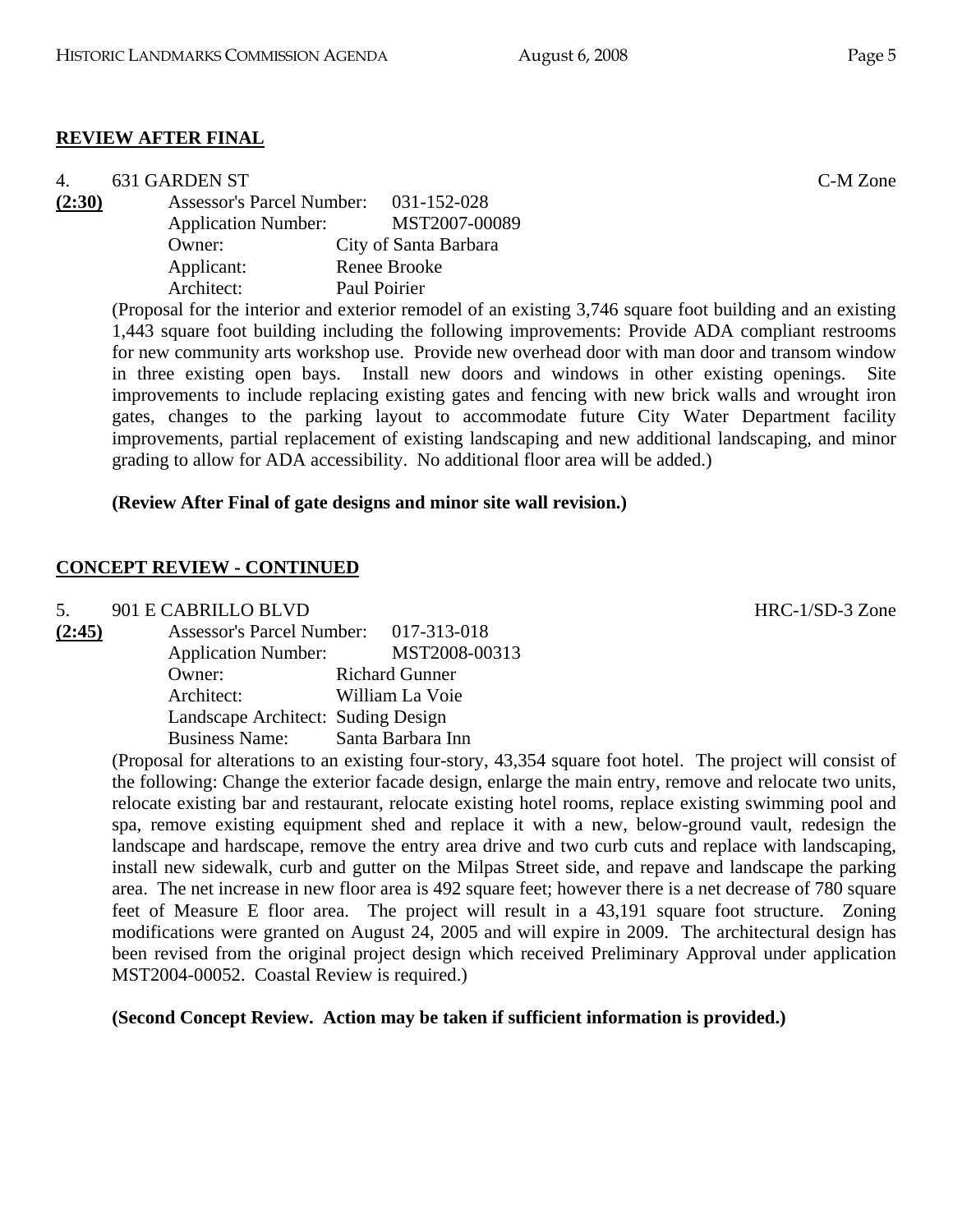## REVIEW AFTER FINAL

4. 631 GARDEN ST C-M Zone

**(2:30)** Assessor's Parcel Number: 031-152-028
Application Number: MST2007-00089
Owner: City of Santa Barbara
Applicant: Renee Brooke
Architect: Paul Poirier

(Proposal for the interior and exterior remodel of an existing 3,746 square foot building and an existing 1,443 square foot building including the following improvements: Provide ADA compliant restrooms for new community arts workshop use. Provide new overhead door with man door and transom window in three existing open bays. Install new doors and windows in other existing openings. Site improvements to include replacing existing gates and fencing with new brick walls and wrought iron gates, changes to the parking layout to accommodate future City Water Department facility improvements, partial replacement of existing landscaping and new additional landscaping, and minor grading to allow for ADA accessibility. No additional floor area will be added.)

**(Review After Final of gate designs and minor site wall revision.)**

## CONCEPT REVIEW - CONTINUED

5. 901 E CABRILLO BLVD HRC-1/SD-3 Zone

**(2:45)** Assessor's Parcel Number: 017-313-018
Application Number: MST2008-00313
Owner: Richard Gunner
Architect: William La Voie
Landscape Architect: Suding Design
Business Name: Santa Barbara Inn

(Proposal for alterations to an existing four-story, 43,354 square foot hotel. The project will consist of the following: Change the exterior facade design, enlarge the main entry, remove and relocate two units, relocate existing bar and restaurant, relocate existing hotel rooms, replace existing swimming pool and spa, remove existing equipment shed and replace it with a new, below-ground vault, redesign the landscape and hardscape, remove the entry area drive and two curb cuts and replace with landscaping, install new sidewalk, curb and gutter on the Milpas Street side, and repave and landscape the parking area. The net increase in new floor area is 492 square feet; however there is a net decrease of 780 square feet of Measure E floor area. The project will result in a 43,191 square foot structure. Zoning modifications were granted on August 24, 2005 and will expire in 2009. The architectural design has been revised from the original project design which received Preliminary Approval under application MST2004-00052. Coastal Review is required.)

**(Second Concept Review. Action may be taken if sufficient information is provided.)**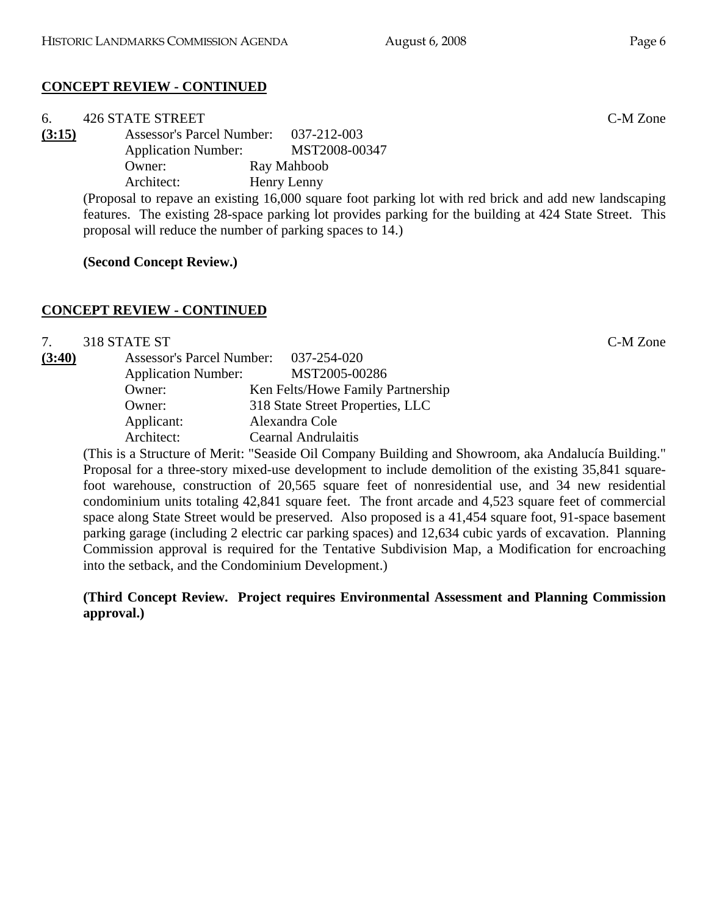## CONCEPT REVIEW - CONTINUED

6. 426 STATE STREET C-M Zone

**(3:15)** Assessor's Parcel Number: 037-212-003
Application Number: MST2008-00347
Owner: Ray Mahboob
Architect: Henry Lenny

(Proposal to repave an existing 16,000 square foot parking lot with red brick and add new landscaping features. The existing 28-space parking lot provides parking for the building at 424 State Street. This proposal will reduce the number of parking spaces to 14.)

**(Second Concept Review.)**

## CONCEPT REVIEW - CONTINUED

7. 318 STATE ST C-M Zone

**(3:40)** Assessor's Parcel Number: 037-254-020
Application Number: MST2005-00286
Owner: Ken Felts/Howe Family Partnership
Owner: 318 State Street Properties, LLC
Applicant: Alexandra Cole
Architect: Cearnal Andrulaitis

(This is a Structure of Merit: "Seaside Oil Company Building and Showroom, aka Andalucía Building." Proposal for a three-story mixed-use development to include demolition of the existing 35,841 square-foot warehouse, construction of 20,565 square feet of nonresidential use, and 34 new residential condominium units totaling 42,841 square feet. The front arcade and 4,523 square feet of commercial space along State Street would be preserved. Also proposed is a 41,454 square foot, 91-space basement parking garage (including 2 electric car parking spaces) and 12,634 cubic yards of excavation. Planning Commission approval is required for the Tentative Subdivision Map, a Modification for encroaching into the setback, and the Condominium Development.)

**(Third Concept Review. Project requires Environmental Assessment and Planning Commission approval.)**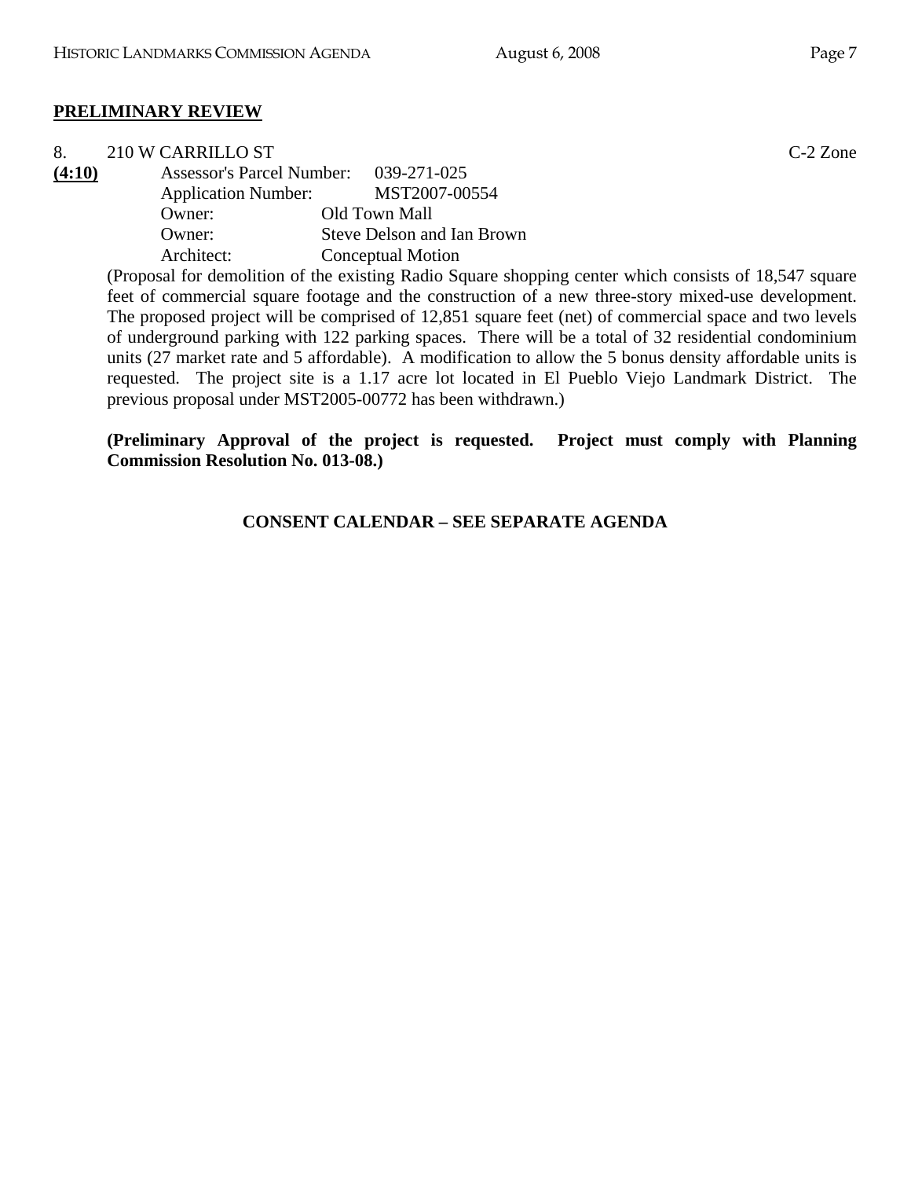## PRELIMINARY REVIEW

8. 210 W CARRILLO ST — C-2 Zone

**(4:10)**

Assessor's Parcel Number: 039-271-025
Application Number: MST2007-00554
Owner: Old Town Mall
Owner: Steve Delson and Ian Brown
Architect: Conceptual Motion

(Proposal for demolition of the existing Radio Square shopping center which consists of 18,547 square feet of commercial square footage and the construction of a new three-story mixed-use development. The proposed project will be comprised of 12,851 square feet (net) of commercial space and two levels of underground parking with 122 parking spaces. There will be a total of 32 residential condominium units (27 market rate and 5 affordable). A modification to allow the 5 bonus density affordable units is requested. The project site is a 1.17 acre lot located in El Pueblo Viejo Landmark District. The previous proposal under MST2005-00772 has been withdrawn.)

**(Preliminary Approval of the project is requested. Project must comply with Planning Commission Resolution No. 013-08.)**

**CONSENT CALENDAR – SEE SEPARATE AGENDA**